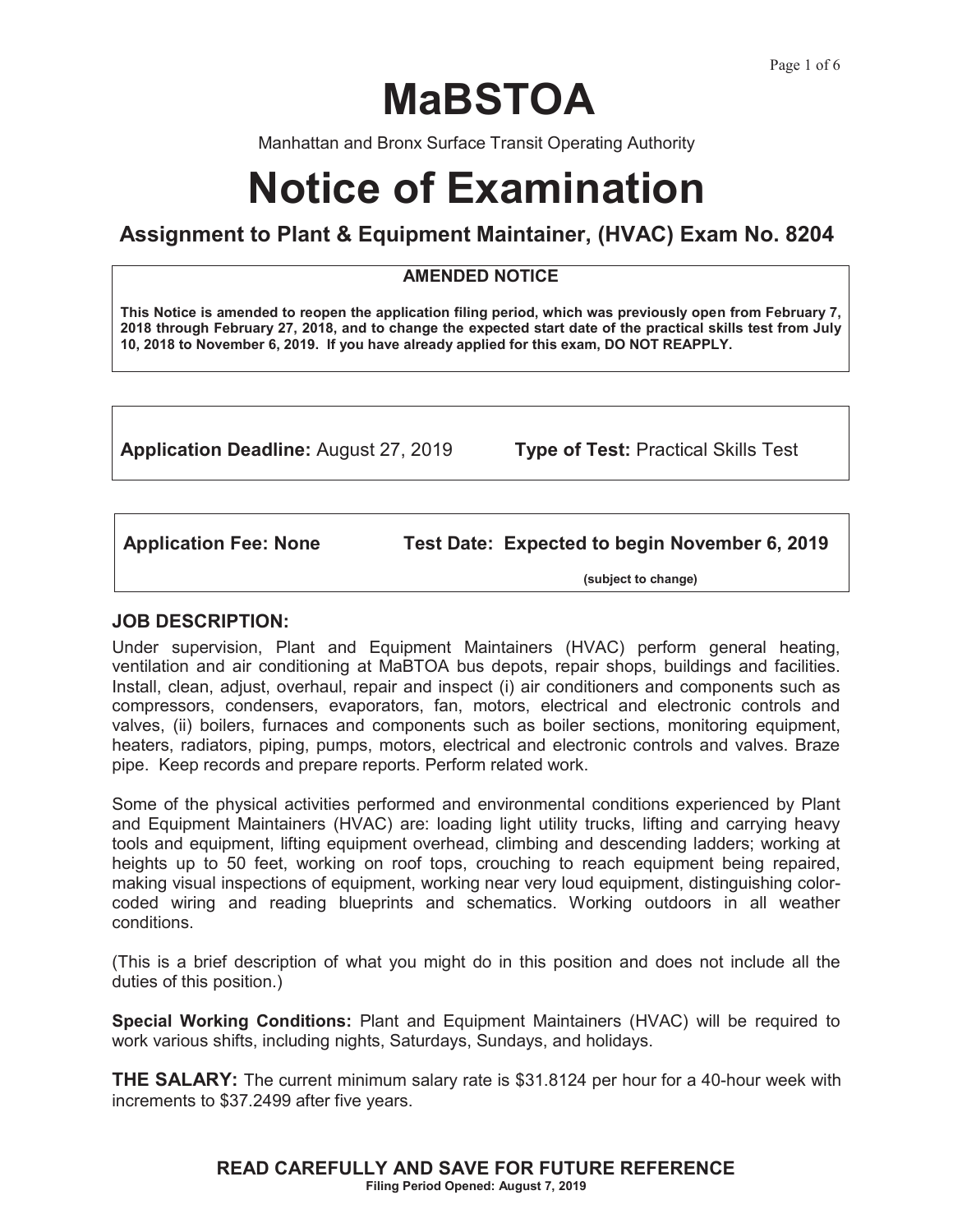# MaBSTOA

Manhattan and Bronx Surface Transit Operating Authority

# Notice of Examination

## Assignment to Plant & Equipment Maintainer, (HVAC) Exam No. 8204

**AMENDED NOTICE**

**This Notice is amended to reopen the application filing period, which was previously open from February 7, 2018 through February 27, 2018, and to change the expected start date of the practical skills test from July 10, 2018 to November 6, 2019. If you have already applied for this exam, DO NOT REAPPLY.**

**Application Deadline:** August 27, 2019 **Type of Test:** Practical Skills Test

**Application Fee: None** **Test Date: Expected to begin November 6, 2019**

**(subject to change)**

### JOB DESCRIPTION:

Under supervision, Plant and Equipment Maintainers (HVAC) perform general heating, ventilation and air conditioning at MaBTOA bus depots, repair shops, buildings and facilities. Install, clean, adjust, overhaul, repair and inspect (i) air conditioners and components such as compressors, condensers, evaporators, fan, motors, electrical and electronic controls and valves, (ii) boilers, furnaces and components such as boiler sections, monitoring equipment, heaters, radiators, piping, pumps, motors, electrical and electronic controls and valves. Braze pipe. Keep records and prepare reports. Perform related work.

Some of the physical activities performed and environmental conditions experienced by Plant and Equipment Maintainers (HVAC) are: loading light utility trucks, lifting and carrying heavy tools and equipment, lifting equipment overhead, climbing and descending ladders; working at heights up to 50 feet, working on roof tops, crouching to reach equipment being repaired, making visual inspections of equipment, working near very loud equipment, distinguishing color-coded wiring and reading blueprints and schematics. Working outdoors in all weather conditions.

(This is a brief description of what you might do in this position and does not include all the duties of this position.)

**Special Working Conditions:** Plant and Equipment Maintainers (HVAC) will be required to work various shifts, including nights, Saturdays, Sundays, and holidays.

**THE SALARY:** The current minimum salary rate is $31.8124 per hour for a 40-hour week with increments to $37.2499 after five years.

**READ CAREFULLY AND SAVE FOR FUTURE REFERENCE**

**Filing Period Opened: August 7, 2019**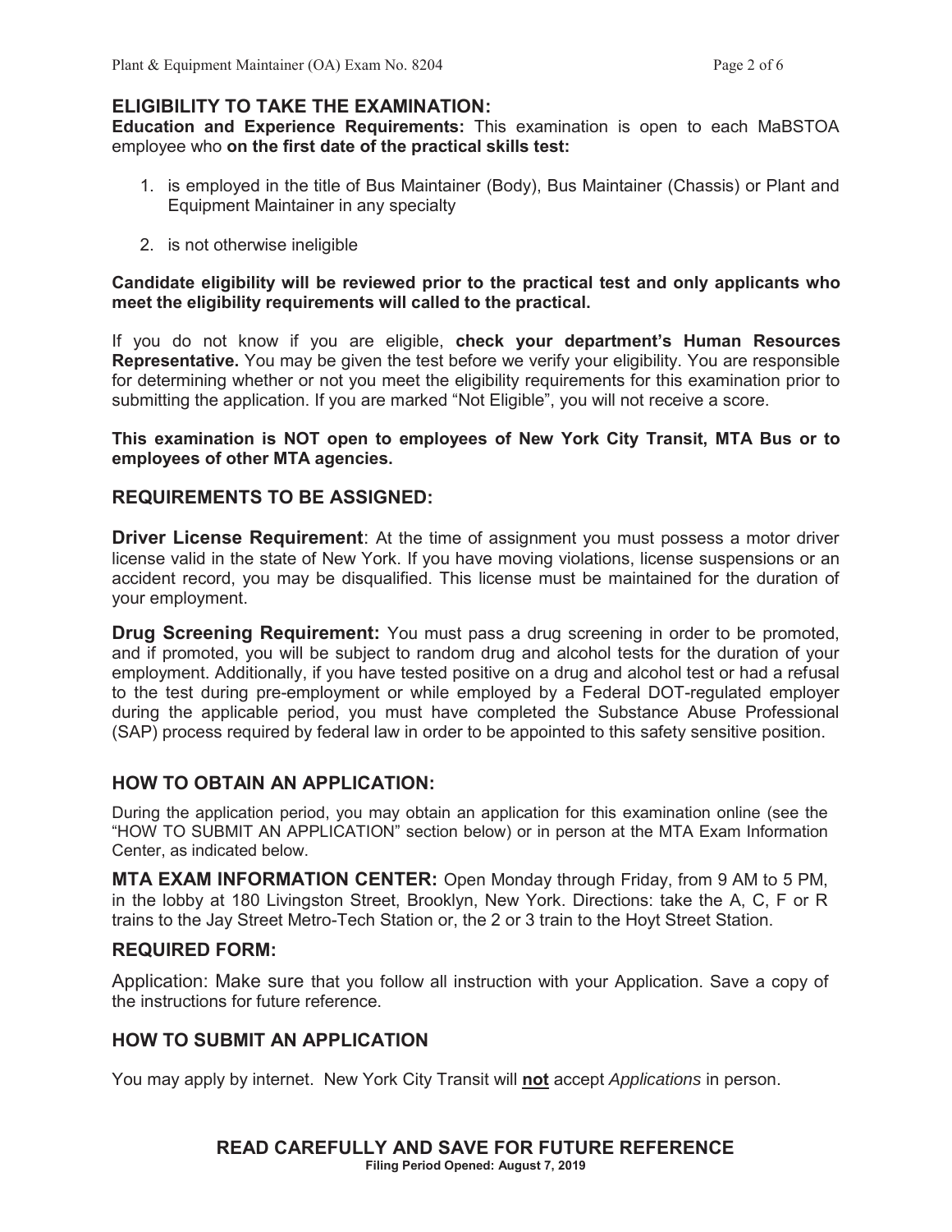## ELIGIBILITY TO TAKE THE EXAMINATION:

**Education and Experience Requirements:** This examination is open to each MaBSTOA employee who **on the first date of the practical skills test:**

1. is employed in the title of Bus Maintainer (Body), Bus Maintainer (Chassis) or Plant and Equipment Maintainer in any specialty
2. is not otherwise ineligible

**Candidate eligibility will be reviewed prior to the practical test and only applicants who meet the eligibility requirements will called to the practical.**

If you do not know if you are eligible, **check your department's Human Resources Representative.** You may be given the test before we verify your eligibility. You are responsible for determining whether or not you meet the eligibility requirements for this examination prior to submitting the application. If you are marked "Not Eligible", you will not receive a score.

**This examination is NOT open to employees of New York City Transit, MTA Bus or to employees of other MTA agencies.**

## REQUIREMENTS TO BE ASSIGNED:

**Driver License Requirement**: At the time of assignment you must possess a motor driver license valid in the state of New York. If you have moving violations, license suspensions or an accident record, you may be disqualified. This license must be maintained for the duration of your employment.

**Drug Screening Requirement:** You must pass a drug screening in order to be promoted, and if promoted, you will be subject to random drug and alcohol tests for the duration of your employment. Additionally, if you have tested positive on a drug and alcohol test or had a refusal to the test during pre-employment or while employed by a Federal DOT-regulated employer during the applicable period, you must have completed the Substance Abuse Professional (SAP) process required by federal law in order to be appointed to this safety sensitive position.

## HOW TO OBTAIN AN APPLICATION:

During the application period, you may obtain an application for this examination online (see the "HOW TO SUBMIT AN APPLICATION" section below) or in person at the MTA Exam Information Center, as indicated below.

**MTA EXAM INFORMATION CENTER:** Open Monday through Friday, from 9 AM to 5 PM, in the lobby at 180 Livingston Street, Brooklyn, New York. Directions: take the A, C, F or R trains to the Jay Street Metro-Tech Station or, the 2 or 3 train to the Hoyt Street Station.

## REQUIRED FORM:

Application: Make sure that you follow all instruction with your Application. Save a copy of the instructions for future reference.

## HOW TO SUBMIT AN APPLICATION

You may apply by internet. New York City Transit will **not** accept *Applications* in person.

**READ CAREFULLY AND SAVE FOR FUTURE REFERENCE**
**Filing Period Opened: August 7, 2019**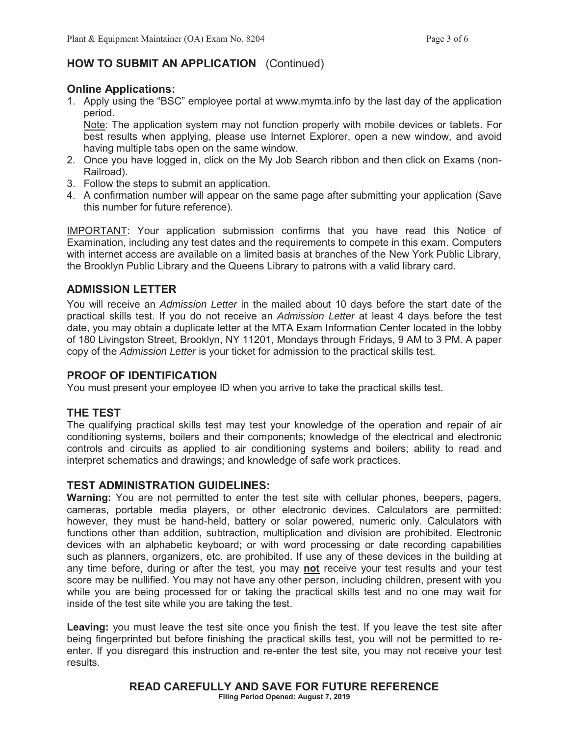## HOW TO SUBMIT AN APPLICATION (Continued)

### Online Applications:

1. Apply using the "BSC" employee portal at www.mymta.info by the last day of the application period.

   Note: The application system may not function properly with mobile devices or tablets. For best results when applying, please use Internet Explorer, open a new window, and avoid having multiple tabs open on the same window.
2. Once you have logged in, click on the My Job Search ribbon and then click on Exams (non-Railroad).
3. Follow the steps to submit an application.
4. A confirmation number will appear on the same page after submitting your application (Save this number for future reference).

IMPORTANT: Your application submission confirms that you have read this Notice of Examination, including any test dates and the requirements to compete in this exam. Computers with internet access are available on a limited basis at branches of the New York Public Library, the Brooklyn Public Library and the Queens Library to patrons with a valid library card.

## ADMISSION LETTER

You will receive an *Admission Letter* in the mailed about 10 days before the start date of the practical skills test. If you do not receive an *Admission Letter* at least 4 days before the test date, you may obtain a duplicate letter at the MTA Exam Information Center located in the lobby of 180 Livingston Street, Brooklyn, NY 11201, Mondays through Fridays, 9 AM to 3 PM. A paper copy of the *Admission Letter* is your ticket for admission to the practical skills test.

## PROOF OF IDENTIFICATION

You must present your employee ID when you arrive to take the practical skills test.

## THE TEST

The qualifying practical skills test may test your knowledge of the operation and repair of air conditioning systems, boilers and their components; knowledge of the electrical and electronic controls and circuits as applied to air conditioning systems and boilers; ability to read and interpret schematics and drawings; and knowledge of safe work practices.

## TEST ADMINISTRATION GUIDELINES:

**Warning:** You are not permitted to enter the test site with cellular phones, beepers, pagers, cameras, portable media players, or other electronic devices. Calculators are permitted: however, they must be hand-held, battery or solar powered, numeric only. Calculators with functions other than addition, subtraction, multiplication and division are prohibited. Electronic devices with an alphabetic keyboard; or with word processing or date recording capabilities such as planners, organizers, etc. are prohibited. If use any of these devices in the building at any time before, during or after the test, you may **not** receive your test results and your test score may be nullified. You may not have any other person, including children, present with you while you are being processed for or taking the practical skills test and no one may wait for inside of the test site while you are taking the test.

**Leaving:** you must leave the test site once you finish the test. If you leave the test site after being fingerprinted but before finishing the practical skills test, you will not be permitted to re-enter. If you disregard this instruction and re-enter the test site, you may not receive your test results.

**READ CAREFULLY AND SAVE FOR FUTURE REFERENCE**
**Filing Period Opened: August 7, 2019**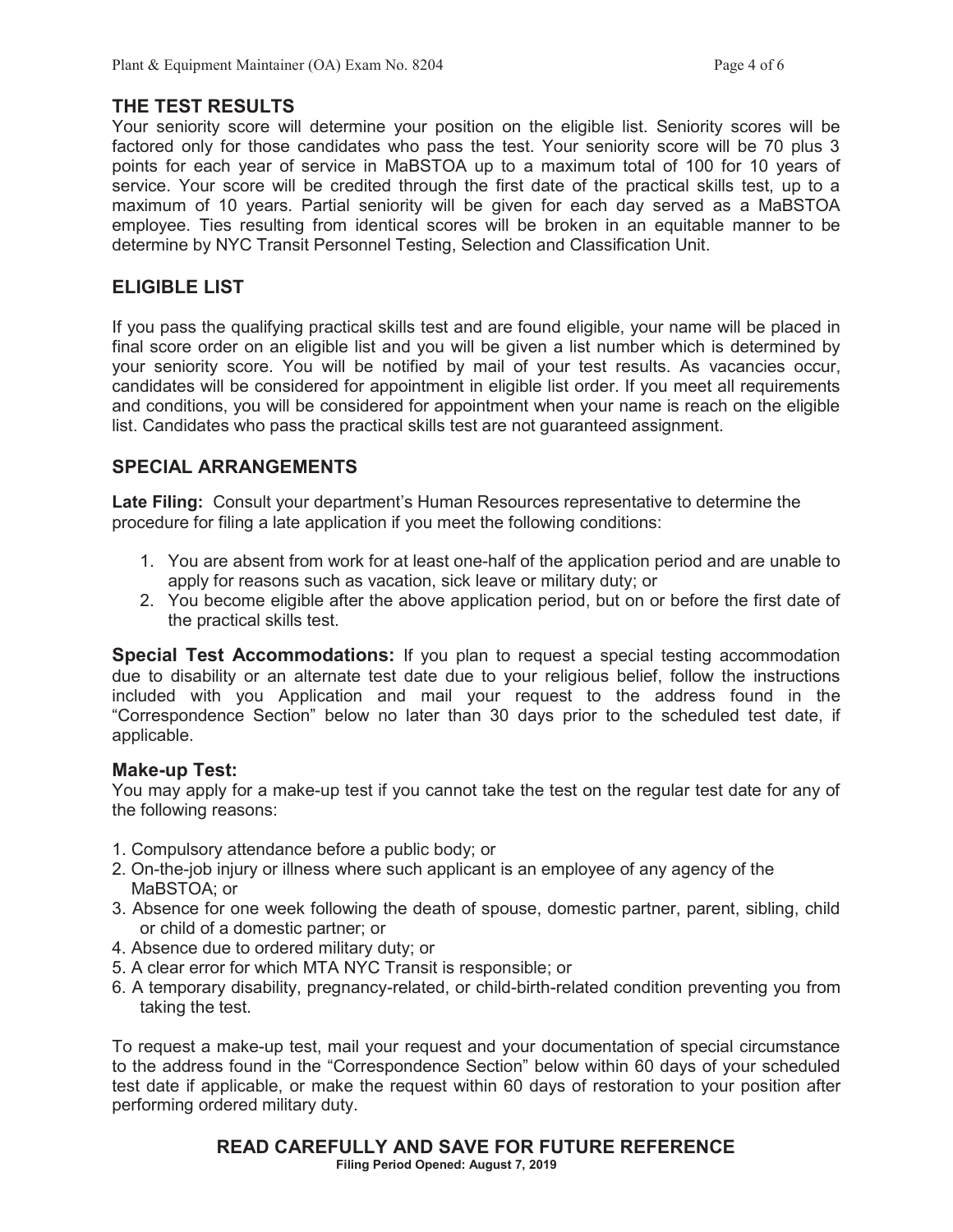## THE TEST RESULTS

Your seniority score will determine your position on the eligible list. Seniority scores will be factored only for those candidates who pass the test. Your seniority score will be 70 plus 3 points for each year of service in MaBSTOA up to a maximum total of 100 for 10 years of service. Your score will be credited through the first date of the practical skills test, up to a maximum of 10 years. Partial seniority will be given for each day served as a MaBSTOA employee. Ties resulting from identical scores will be broken in an equitable manner to be determine by NYC Transit Personnel Testing, Selection and Classification Unit.

## ELIGIBLE LIST

If you pass the qualifying practical skills test and are found eligible, your name will be placed in final score order on an eligible list and you will be given a list number which is determined by your seniority score. You will be notified by mail of your test results. As vacancies occur, candidates will be considered for appointment in eligible list order. If you meet all requirements and conditions, you will be considered for appointment when your name is reach on the eligible list. Candidates who pass the practical skills test are not guaranteed assignment.

## SPECIAL ARRANGEMENTS

**Late Filing:** Consult your department's Human Resources representative to determine the procedure for filing a late application if you meet the following conditions:

1. You are absent from work for at least one-half of the application period and are unable to apply for reasons such as vacation, sick leave or military duty; or
2. You become eligible after the above application period, but on or before the first date of the practical skills test.

**Special Test Accommodations:** If you plan to request a special testing accommodation due to disability or an alternate test date due to your religious belief, follow the instructions included with you Application and mail your request to the address found in the "Correspondence Section" below no later than 30 days prior to the scheduled test date, if applicable.

### Make-up Test:

You may apply for a make-up test if you cannot take the test on the regular test date for any of the following reasons:

1. Compulsory attendance before a public body; or
2. On-the-job injury or illness where such applicant is an employee of any agency of the MaBSTOA; or
3. Absence for one week following the death of spouse, domestic partner, parent, sibling, child or child of a domestic partner; or
4. Absence due to ordered military duty; or
5. A clear error for which MTA NYC Transit is responsible; or
6. A temporary disability, pregnancy-related, or child-birth-related condition preventing you from taking the test.

To request a make-up test, mail your request and your documentation of special circumstance to the address found in the "Correspondence Section" below within 60 days of your scheduled test date if applicable, or make the request within 60 days of restoration to your position after performing ordered military duty.

**READ CAREFULLY AND SAVE FOR FUTURE REFERENCE**

**Filing Period Opened: August 7, 2019**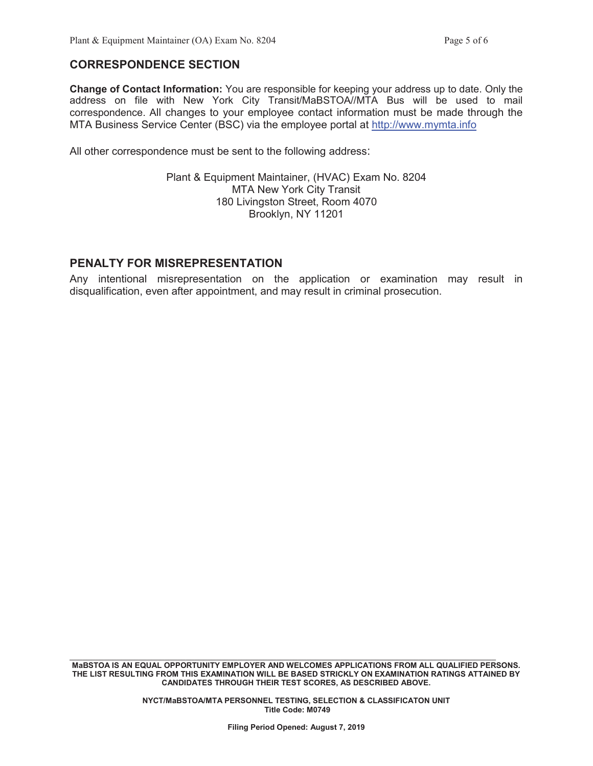## CORRESPONDENCE SECTION

**Change of Contact Information:** You are responsible for keeping your address up to date. Only the address on file with New York City Transit/MaBSTOA//MTA Bus will be used to mail correspondence. All changes to your employee contact information must be made through the MTA Business Service Center (BSC) via the employee portal at http://www.mymta.info

All other correspondence must be sent to the following address:

Plant & Equipment Maintainer, (HVAC) Exam No. 8204
MTA New York City Transit
180 Livingston Street, Room 4070
Brooklyn, NY 11201

## PENALTY FOR MISREPRESENTATION

Any intentional misrepresentation on the application or examination may result in disqualification, even after appointment, and may result in criminal prosecution.

**MaBSTOA IS AN EQUAL OPPORTUNITY EMPLOYER AND WELCOMES APPLICATIONS FROM ALL QUALIFIED PERSONS. THE LIST RESULTING FROM THIS EXAMINATION WILL BE BASED STRICKLY ON EXAMINATION RATINGS ATTAINED BY CANDIDATES THROUGH THEIR TEST SCORES, AS DESCRIBED ABOVE.**

**NYCT/MaBSTOA/MTA PERSONNEL TESTING, SELECTION & CLASSIFICATON UNIT**
**Title Code: M0749**

**Filing Period Opened: August 7, 2019**